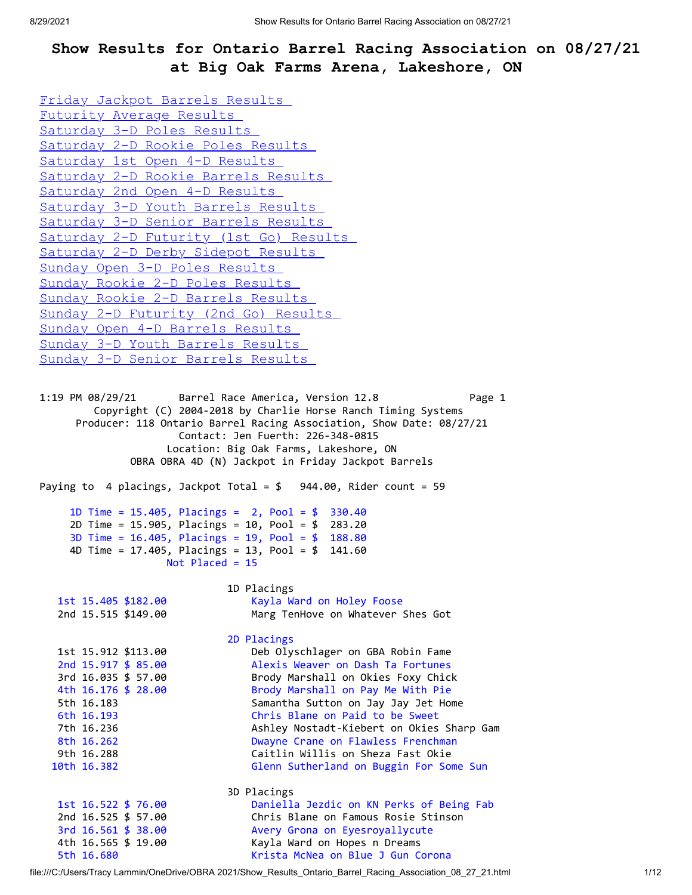# Show Results for Ontario Barrel Racing Association on 08/27/21 at Big Oak Farms Arena, Lakeshore, ON

- Friday Jackpot Barrels Results
- Futurity Average Results
- Saturday 3-D Poles Results
- Saturday 2-D Rookie Poles Results
- Saturday 1st Open 4-D Results
- Saturday 2-D Rookie Barrels Results
- Saturday 2nd Open 4-D Results
- Saturday 3-D Youth Barrels Results
- Saturday 3-D Senior Barrels Results
- Saturday 2-D Futurity (1st Go) Results
- Saturday 2-D Derby Sidepot Results
- Sunday Open 3-D Poles Results
- Sunday Rookie 2-D Poles Results
- Sunday Rookie 2-D Barrels Results
- Sunday 2-D Futurity (2nd Go) Results
- Sunday Open 4-D Barrels Results
- Sunday 3-D Youth Barrels Results
- Sunday 3-D Senior Barrels Results

```
1:19 PM 08/29/21       Barrel Race America, Version 12.8              Page 1
         Copyright (C) 2004-2018 by Charlie Horse Ranch Timing Systems
      Producer: 118 Ontario Barrel Racing Association, Show Date: 08/27/21
                     Contact: Jen Fuerth: 226-348-0815
                  Location: Big Oak Farms, Lakeshore, ON
              OBRA OBRA 4D (N) Jackpot in Friday Jackpot Barrels

Paying to  4 placings, Jackpot Total = $   944.00, Rider count = 59

     1D Time = 15.405, Placings =  2, Pool = $  330.40
     2D Time = 15.905, Placings = 10, Pool = $  283.20
     3D Time = 16.405, Placings = 19, Pool = $  188.80
     4D Time = 17.405, Placings = 13, Pool = $  141.60
                    Not Placed = 15

                              1D Placings
   1st 15.405 $182.00             Kayla Ward on Holey Foose
   2nd 15.515 $149.00             Marg TenHove on Whatever Shes Got

                              2D Placings
   1st 15.912 $113.00             Deb Olyschlager on GBA Robin Fame
   2nd 15.917 $ 85.00             Alexis Weaver on Dash Ta Fortunes
   3rd 16.035 $ 57.00             Brody Marshall on Okies Foxy Chick
   4th 16.176 $ 28.00             Brody Marshall on Pay Me With Pie
   5th 16.183                     Samantha Sutton on Jay Jay Jet Home
   6th 16.193                     Chris Blane on Paid to be Sweet
   7th 16.236                     Ashley Nostadt-Kiebert on Okies Sharp Gam
   8th 16.262                     Dwayne Crane on Flawless Frenchman
   9th 16.288                     Caitlin Willis on Sheza Fast Okie
  10th 16.382                     Glenn Sutherland on Buggin For Some Sun

                              3D Placings
   1st 16.522 $ 76.00             Daniella Jezdic on KN Perks of Being Fab
   2nd 16.525 $ 57.00             Chris Blane on Famous Rosie Stinson
   3rd 16.561 $ 38.00             Avery Grona on Eyesroyallycute
   4th 16.565 $ 19.00             Kayla Ward on Hopes n Dreams
   5th 16.680                     Krista McNea on Blue J Gun Corona
```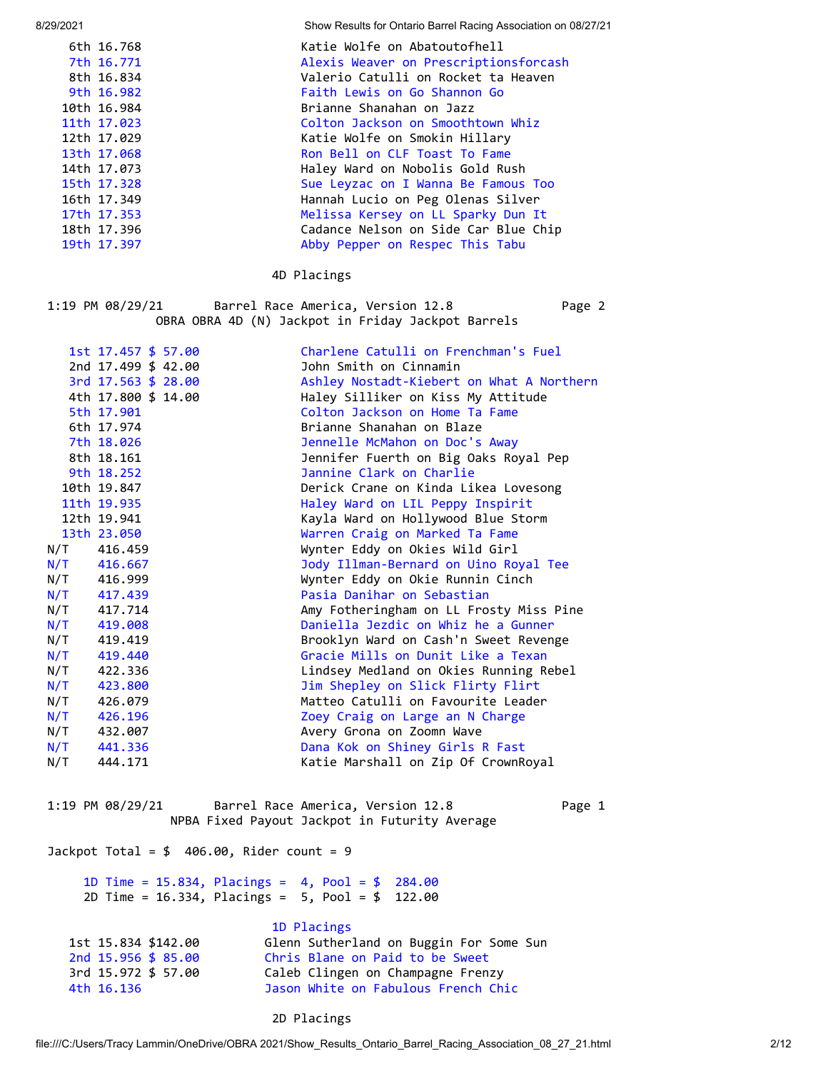| Place | Time | Rider on Horse |
|---|---|---|
| 6th | 16.768 | Katie Wolfe on Abatoutofhell |
| 7th | 16.771 | Alexis Weaver on Prescriptionsforcash |
| 8th | 16.834 | Valerio Catulli on Rocket ta Heaven |
| 9th | 16.982 | Faith Lewis on Go Shannon Go |
| 10th | 16.984 | Brianne Shanahan on Jazz |
| 11th | 17.023 | Colton Jackson on Smoothtown Whiz |
| 12th | 17.029 | Katie Wolfe on Smokin Hillary |
| 13th | 17.068 | Ron Bell on CLF Toast To Fame |
| 14th | 17.073 | Haley Ward on Nobolis Gold Rush |
| 15th | 17.328 | Sue Leyzac on I Wanna Be Famous Too |
| 16th | 17.349 | Hannah Lucio on Peg Olenas Silver |
| 17th | 17.353 | Melissa Kersey on LL Sparky Dun It |
| 18th | 17.396 | Cadance Nelson on Side Car Blue Chip |
| 19th | 17.397 | Abby Pepper on Respec This Tabu |

4D Placings

1:19 PM 08/29/21 Barrel Race America, Version 12.8 Page 2

OBRA OBRA 4D (N) Jackpot in Friday Jackpot Barrels

| Place | Time | Payout | Rider on Horse |
|---|---|---|---|
| 1st | 17.457 | $ 57.00 | Charlene Catulli on Frenchman's Fuel |
| 2nd | 17.499 | $ 42.00 | John Smith on Cinnamin |
| 3rd | 17.563 | $ 28.00 | Ashley Nostadt-Kiebert on What A Northern |
| 4th | 17.800 | $ 14.00 | Haley Silliker on Kiss My Attitude |
| 5th | 17.901 | | Colton Jackson on Home Ta Fame |
| 6th | 17.974 | | Brianne Shanahan on Blaze |
| 7th | 18.026 | | Jennelle McMahon on Doc's Away |
| 8th | 18.161 | | Jennifer Fuerth on Big Oaks Royal Pep |
| 9th | 18.252 | | Jannine Clark on Charlie |
| 10th | 19.847 | | Derick Crane on Kinda Likea Lovesong |
| 11th | 19.935 | | Haley Ward on LIL Peppy Inspirit |
| 12th | 19.941 | | Kayla Ward on Hollywood Blue Storm |
| 13th | 23.050 | | Warren Craig on Marked Ta Fame |
| N/T | 416.459 | | Wynter Eddy on Okies Wild Girl |
| N/T | 416.667 | | Jody Illman-Bernard on Uino Royal Tee |
| N/T | 416.999 | | Wynter Eddy on Okie Runnin Cinch |
| N/T | 417.439 | | Pasia Danihar on Sebastian |
| N/T | 417.714 | | Amy Fotheringham on LL Frosty Miss Pine |
| N/T | 419.008 | | Daniella Jezdic on Whiz he a Gunner |
| N/T | 419.419 | | Brooklyn Ward on Cash'n Sweet Revenge |
| N/T | 419.440 | | Gracie Mills on Dunit Like a Texan |
| N/T | 422.336 | | Lindsey Medland on Okies Running Rebel |
| N/T | 423.800 | | Jim Shepley on Slick Flirty Flirt |
| N/T | 426.079 | | Matteo Catulli on Favourite Leader |
| N/T | 426.196 | | Zoey Craig on Large an N Charge |
| N/T | 432.007 | | Avery Grona on Zoomn Wave |
| N/T | 441.336 | | Dana Kok on Shiney Girls R Fast |
| N/T | 444.171 | | Katie Marshall on Zip Of CrownRoyal |

1:19 PM 08/29/21 Barrel Race America, Version 12.8 Page 1

NPBA Fixed Payout Jackpot in Futurity Average

Jackpot Total = $ 406.00, Rider count = 9

1D Time = 15.834, Placings = 4, Pool = $ 284.00
2D Time = 16.334, Placings = 5, Pool = $ 122.00

1D Placings

| Place | Time | Payout | Rider on Horse |
|---|---|---|---|
| 1st | 15.834 | $142.00 | Glenn Sutherland on Buggin For Some Sun |
| 2nd | 15.956 | $ 85.00 | Chris Blane on Paid to be Sweet |
| 3rd | 15.972 | $ 57.00 | Caleb Clingen on Champagne Frenzy |
| 4th | 16.136 | | Jason White on Fabulous French Chic |

2D Placings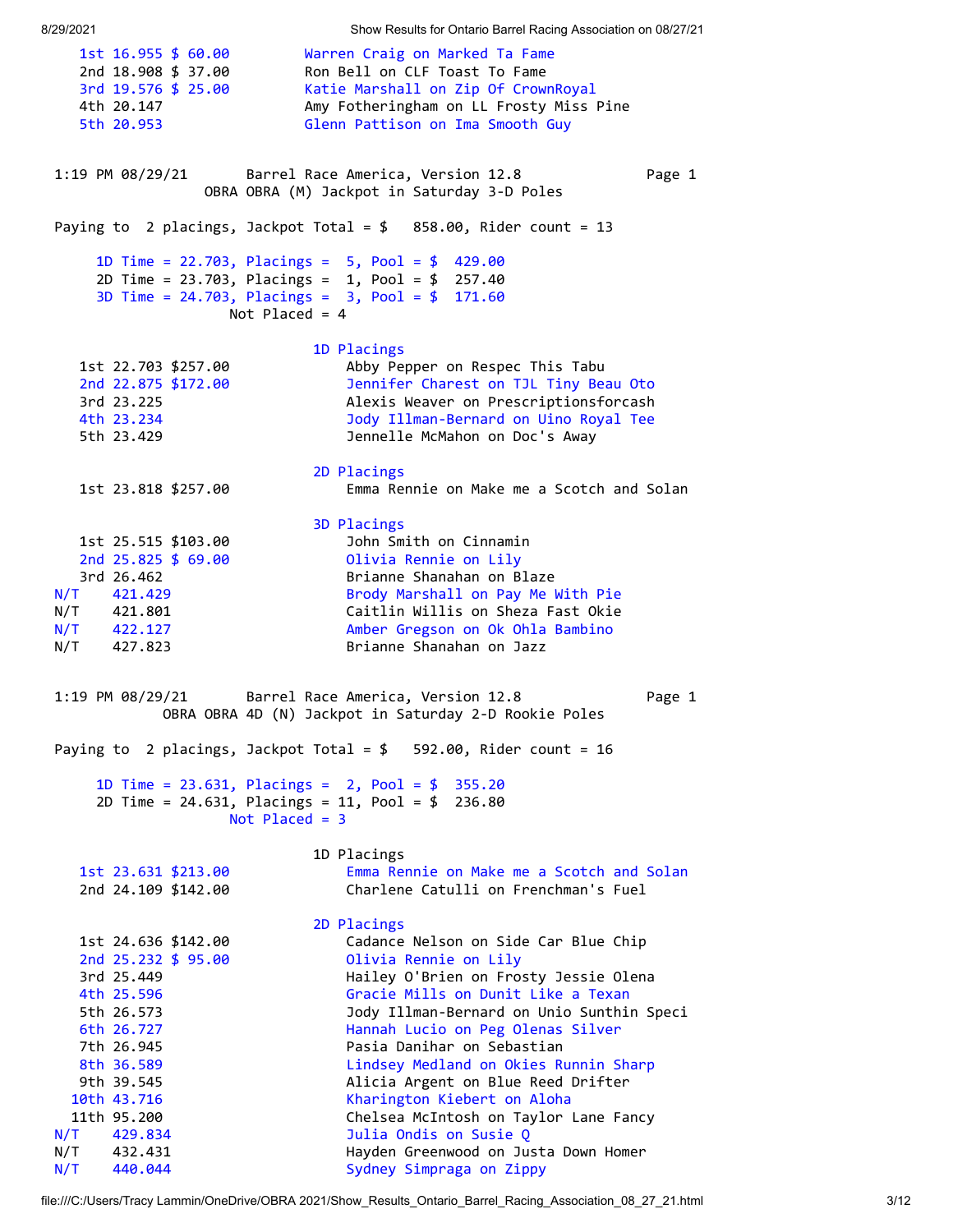| Place | Time | Payout | Rider |
|---|---|---|---|
| 1st | 16.955 | $ 60.00 | Warren Craig on Marked Ta Fame |
| 2nd | 18.908 | $ 37.00 | Ron Bell on CLF Toast To Fame |
| 3rd | 19.576 | $ 25.00 | Katie Marshall on Zip Of CrownRoyal |
| 4th | 20.147 | | Amy Fotheringham on LL Frosty Miss Pine |
| 5th | 20.953 | | Glenn Pattison on Ima Smooth Guy |

1:19 PM 08/29/21 Barrel Race America, Version 12.8 Page 1

## OBRA OBRA (M) Jackpot in Saturday 3-D Poles

Paying to 2 placings, Jackpot Total = $ 858.00, Rider count = 13

1D Time = 22.703, Placings = 5, Pool = $ 429.00
2D Time = 23.703, Placings = 1, Pool = $ 257.40
3D Time = 24.703, Placings = 3, Pool = $ 171.60
Not Placed = 4

### 1D Placings

| Place | Time | Payout | Rider |
|---|---|---|---|
| 1st | 22.703 | $257.00 | Abby Pepper on Respec This Tabu |
| 2nd | 22.875 | $172.00 | Jennifer Charest on TJL Tiny Beau Oto |
| 3rd | 23.225 | | Alexis Weaver on Prescriptionsforcash |
| 4th | 23.234 | | Jody Illman-Bernard on Uino Royal Tee |
| 5th | 23.429 | | Jennelle McMahon on Doc's Away |

### 2D Placings

| Place | Time | Payout | Rider |
|---|---|---|---|
| 1st | 23.818 | $257.00 | Emma Rennie on Make me a Scotch and Solan |

### 3D Placings

| Place | Time | Payout | Rider |
|---|---|---|---|
| 1st | 25.515 | $103.00 | John Smith on Cinnamin |
| 2nd | 25.825 | $ 69.00 | Olivia Rennie on Lily |
| 3rd | 26.462 | | Brianne Shanahan on Blaze |
| N/T | 421.429 | | Brody Marshall on Pay Me With Pie |
| N/T | 421.801 | | Caitlin Willis on Sheza Fast Okie |
| N/T | 422.127 | | Amber Gregson on Ok Ohla Bambino |
| N/T | 427.823 | | Brianne Shanahan on Jazz |

1:19 PM 08/29/21 Barrel Race America, Version 12.8 Page 1

## OBRA OBRA 4D (N) Jackpot in Saturday 2-D Rookie Poles

Paying to 2 placings, Jackpot Total = $ 592.00, Rider count = 16

1D Time = 23.631, Placings = 2, Pool = $ 355.20
2D Time = 24.631, Placings = 11, Pool = $ 236.80
Not Placed = 3

### 1D Placings

| Place | Time | Payout | Rider |
|---|---|---|---|
| 1st | 23.631 | $213.00 | Emma Rennie on Make me a Scotch and Solan |
| 2nd | 24.109 | $142.00 | Charlene Catulli on Frenchman's Fuel |

### 2D Placings

| Place | Time | Payout | Rider |
|---|---|---|---|
| 1st | 24.636 | $142.00 | Cadance Nelson on Side Car Blue Chip |
| 2nd | 25.232 | $ 95.00 | Olivia Rennie on Lily |
| 3rd | 25.449 | | Hailey O'Brien on Frosty Jessie Olena |
| 4th | 25.596 | | Gracie Mills on Dunit Like a Texan |
| 5th | 26.573 | | Jody Illman-Bernard on Unio Sunthin Speci |
| 6th | 26.727 | | Hannah Lucio on Peg Olenas Silver |
| 7th | 26.945 | | Pasia Danihar on Sebastian |
| 8th | 36.589 | | Lindsey Medland on Okies Runnin Sharp |
| 9th | 39.545 | | Alicia Argent on Blue Reed Drifter |
| 10th | 43.716 | | Kharington Kiebert on Aloha |
| 11th | 95.200 | | Chelsea McIntosh on Taylor Lane Fancy |
| N/T | 429.834 | | Julia Ondis on Susie Q |
| N/T | 432.431 | | Hayden Greenwood on Justa Down Homer |
| N/T | 440.044 | | Sydney Simpraga on Zippy |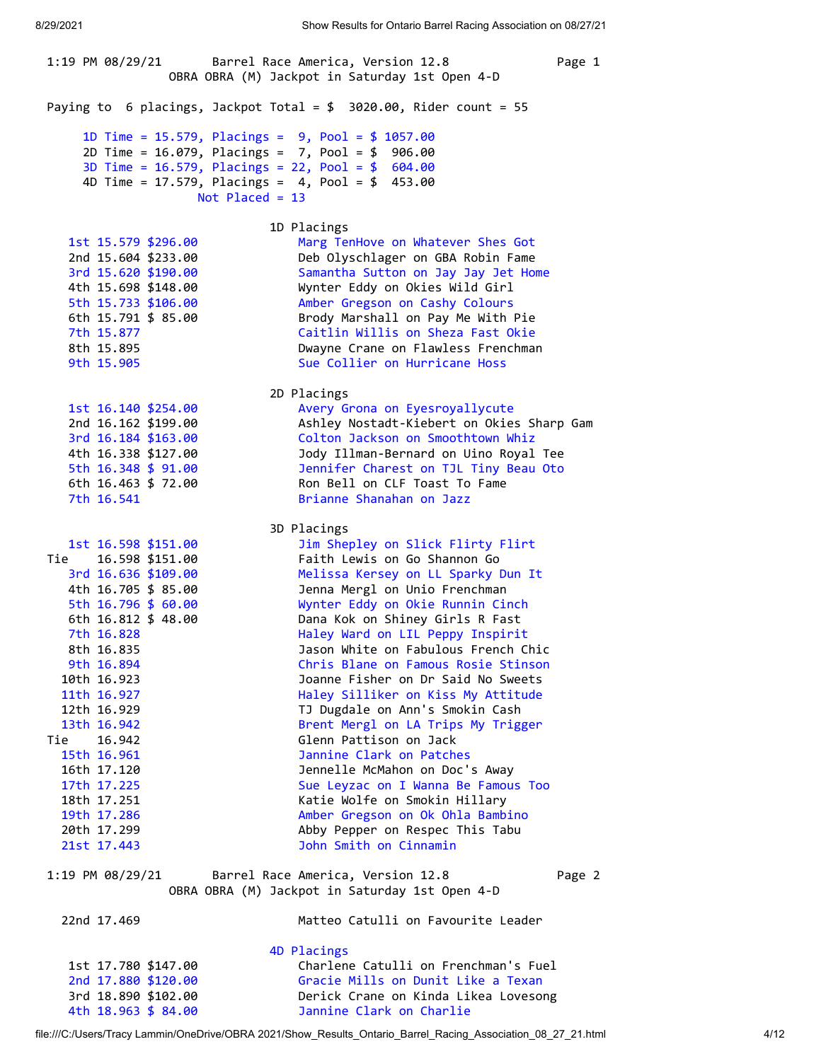1:19 PM 08/29/21 Barrel Race America, Version 12.8

OBRA OBRA (M) Jackpot in Saturday 1st Open 4-D

Paying to 6 placings, Jackpot Total = $ 3020.00, Rider count = 55

1D Time = 15.579, Placings = 9, Pool = $ 1057.00
2D Time = 16.079, Placings = 7, Pool = $ 906.00
3D Time = 16.579, Placings = 22, Pool = $ 604.00
4D Time = 17.579, Placings = 4, Pool = $ 453.00
Not Placed = 13

## 1D Placings

| Place | Time | Payout | Rider |
|---|---|---|---|
| 1st | 15.579 | $296.00 | Marg TenHove on Whatever Shes Got |
| 2nd | 15.604 | $233.00 | Deb Olyschlager on GBA Robin Fame |
| 3rd | 15.620 | $190.00 | Samantha Sutton on Jay Jay Jet Home |
| 4th | 15.698 | $148.00 | Wynter Eddy on Okies Wild Girl |
| 5th | 15.733 | $106.00 | Amber Gregson on Cashy Colours |
| 6th | 15.791 | $ 85.00 | Brody Marshall on Pay Me With Pie |
| 7th | 15.877 | | Caitlin Willis on Sheza Fast Okie |
| 8th | 15.895 | | Dwayne Crane on Flawless Frenchman |
| 9th | 15.905 | | Sue Collier on Hurricane Hoss |

## 2D Placings

| Place | Time | Payout | Rider |
|---|---|---|---|
| 1st | 16.140 | $254.00 | Avery Grona on Eyesroyallycute |
| 2nd | 16.162 | $199.00 | Ashley Nostadt-Kiebert on Okies Sharp Gam |
| 3rd | 16.184 | $163.00 | Colton Jackson on Smoothtown Whiz |
| 4th | 16.338 | $127.00 | Jody Illman-Bernard on Uino Royal Tee |
| 5th | 16.348 | $ 91.00 | Jennifer Charest on TJL Tiny Beau Oto |
| 6th | 16.463 | $ 72.00 | Ron Bell on CLF Toast To Fame |
| 7th | 16.541 | | Brianne Shanahan on Jazz |

## 3D Placings

| Place | Time | Payout | Rider |
|---|---|---|---|
| 1st | 16.598 | $151.00 | Jim Shepley on Slick Flirty Flirt |
| Tie | 16.598 | $151.00 | Faith Lewis on Go Shannon Go |
| 3rd | 16.636 | $109.00 | Melissa Kersey on LL Sparky Dun It |
| 4th | 16.705 | $ 85.00 | Jenna Mergl on Unio Frenchman |
| 5th | 16.796 | $ 60.00 | Wynter Eddy on Okie Runnin Cinch |
| 6th | 16.812 | $ 48.00 | Dana Kok on Shiney Girls R Fast |
| 7th | 16.828 | | Haley Ward on LIL Peppy Inspirit |
| 8th | 16.835 | | Jason White on Fabulous French Chic |
| 9th | 16.894 | | Chris Blane on Famous Rosie Stinson |
| 10th | 16.923 | | Joanne Fisher on Dr Said No Sweets |
| 11th | 16.927 | | Haley Silliker on Kiss My Attitude |
| 12th | 16.929 | | TJ Dugdale on Ann's Smokin Cash |
| 13th | 16.942 | | Brent Mergl on LA Trips My Trigger |
| Tie | 16.942 | | Glenn Pattison on Jack |
| 15th | 16.961 | | Jannine Clark on Patches |
| 16th | 17.120 | | Jennelle McMahon on Doc's Away |
| 17th | 17.225 | | Sue Leyzac on I Wanna Be Famous Too |
| 18th | 17.251 | | Katie Wolfe on Smokin Hillary |
| 19th | 17.286 | | Amber Gregson on Ok Ohla Bambino |
| 20th | 17.299 | | Abby Pepper on Respec This Tabu |
| 21st | 17.443 | | John Smith on Cinnamin |
| 22nd | 17.469 | | Matteo Catulli on Favourite Leader |

## 4D Placings

| Place | Time | Payout | Rider |
|---|---|---|---|
| 1st | 17.780 | $147.00 | Charlene Catulli on Frenchman's Fuel |
| 2nd | 17.880 | $120.00 | Gracie Mills on Dunit Like a Texan |
| 3rd | 18.890 | $102.00 | Derick Crane on Kinda Likea Lovesong |
| 4th | 18.963 | $ 84.00 | Jannine Clark on Charlie |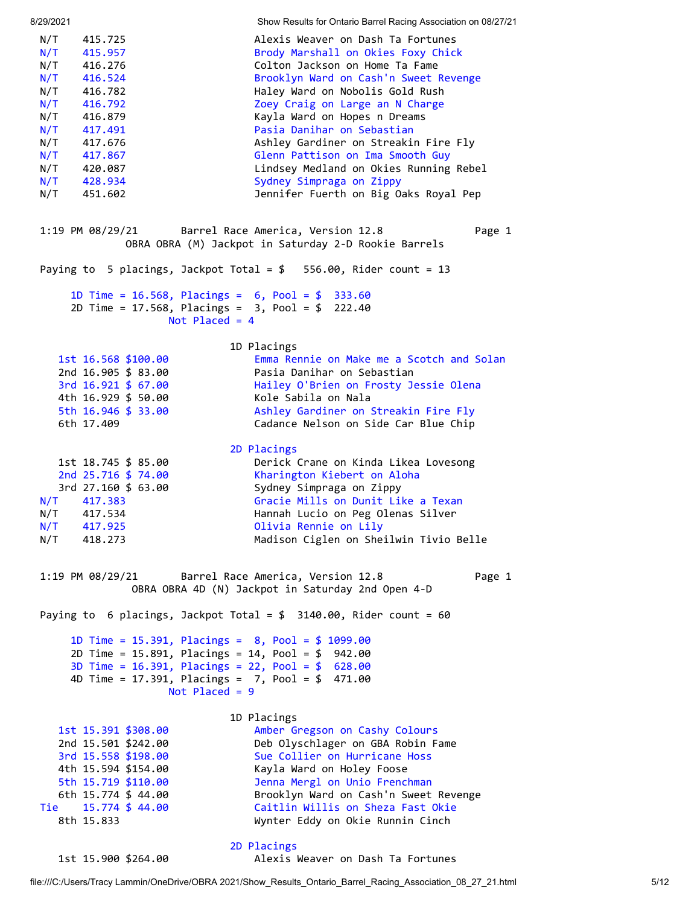| | | |
|---|---|---|
| N/T | 415.725 | Alexis Weaver on Dash Ta Fortunes |
| N/T | 415.957 | Brody Marshall on Okies Foxy Chick |
| N/T | 416.276 | Colton Jackson on Home Ta Fame |
| N/T | 416.524 | Brooklyn Ward on Cash'n Sweet Revenge |
| N/T | 416.782 | Haley Ward on Nobolis Gold Rush |
| N/T | 416.792 | Zoey Craig on Large an N Charge |
| N/T | 416.879 | Kayla Ward on Hopes n Dreams |
| N/T | 417.491 | Pasia Danihar on Sebastian |
| N/T | 417.676 | Ashley Gardiner on Streakin Fire Fly |
| N/T | 417.867 | Glenn Pattison on Ima Smooth Guy |
| N/T | 420.087 | Lindsey Medland on Okies Running Rebel |
| N/T | 428.934 | Sydney Simpraga on Zippy |
| N/T | 451.602 | Jennifer Fuerth on Big Oaks Royal Pep |

1:19 PM 08/29/21 Barrel Race America, Version 12.8 Page 1

OBRA OBRA (M) Jackpot in Saturday 2-D Rookie Barrels

Paying to 5 placings, Jackpot Total = $ 556.00, Rider count = 13

1D Time = 16.568, Placings = 6, Pool = $ 333.60
2D Time = 17.568, Placings = 3, Pool = $ 222.40
Not Placed = 4

**1D Placings**

| Place | Time | Payout | Rider |
|---|---|---|---|
| 1st | 16.568 | $100.00 | Emma Rennie on Make me a Scotch and Solan |
| 2nd | 16.905 | $ 83.00 | Pasia Danihar on Sebastian |
| 3rd | 16.921 | $ 67.00 | Hailey O'Brien on Frosty Jessie Olena |
| 4th | 16.929 | $ 50.00 | Kole Sabila on Nala |
| 5th | 16.946 | $ 33.00 | Ashley Gardiner on Streakin Fire Fly |
| 6th | 17.409 | | Cadance Nelson on Side Car Blue Chip |

**2D Placings**

| Place | Time | Payout | Rider |
|---|---|---|---|
| 1st | 18.745 | $ 85.00 | Derick Crane on Kinda Likea Lovesong |
| 2nd | 25.716 | $ 74.00 | Kharington Kiebert on Aloha |
| 3rd | 27.160 | $ 63.00 | Sydney Simpraga on Zippy |
| N/T | 417.383 | | Gracie Mills on Dunit Like a Texan |
| N/T | 417.534 | | Hannah Lucio on Peg Olenas Silver |
| N/T | 417.925 | | Olivia Rennie on Lily |
| N/T | 418.273 | | Madison Ciglen on Sheilwin Tivio Belle |

1:19 PM 08/29/21 Barrel Race America, Version 12.8 Page 1

OBRA OBRA 4D (N) Jackpot in Saturday 2nd Open 4-D

Paying to 6 placings, Jackpot Total = $ 3140.00, Rider count = 60

1D Time = 15.391, Placings = 8, Pool = $ 1099.00
2D Time = 15.891, Placings = 14, Pool = $ 942.00
3D Time = 16.391, Placings = 22, Pool = $ 628.00
4D Time = 17.391, Placings = 7, Pool = $ 471.00
Not Placed = 9

**1D Placings**

| Place | Time | Payout | Rider |
|---|---|---|---|
| 1st | 15.391 | $308.00 | Amber Gregson on Cashy Colours |
| 2nd | 15.501 | $242.00 | Deb Olyschlager on GBA Robin Fame |
| 3rd | 15.558 | $198.00 | Sue Collier on Hurricane Hoss |
| 4th | 15.594 | $154.00 | Kayla Ward on Holey Foose |
| 5th | 15.719 | $110.00 | Jenna Mergl on Unio Frenchman |
| 6th | 15.774 | $ 44.00 | Brooklyn Ward on Cash'n Sweet Revenge |
| Tie | 15.774 | $ 44.00 | Caitlin Willis on Sheza Fast Okie |
| 8th | 15.833 | | Wynter Eddy on Okie Runnin Cinch |

**2D Placings**

| Place | Time | Payout | Rider |
|---|---|---|---|
| 1st | 15.900 | $264.00 | Alexis Weaver on Dash Ta Fortunes |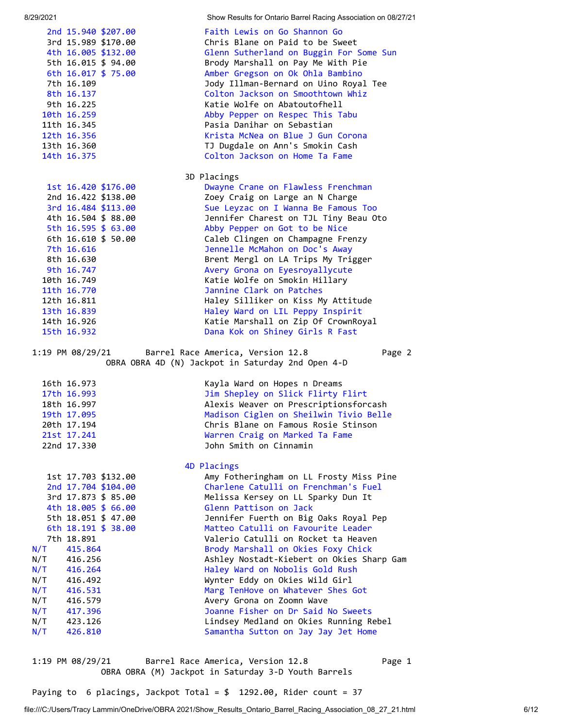| Place | Time | Payout | Rider on Horse |
|---|---|---|---|
| 2nd | 15.940 | $207.00 | Faith Lewis on Go Shannon Go |
| 3rd | 15.989 | $170.00 | Chris Blane on Paid to be Sweet |
| 4th | 16.005 | $132.00 | Glenn Sutherland on Buggin For Some Sun |
| 5th | 16.015 | $ 94.00 | Brody Marshall on Pay Me With Pie |
| 6th | 16.017 | $ 75.00 | Amber Gregson on Ok Ohla Bambino |
| 7th | 16.109 | | Jody Illman-Bernard on Uino Royal Tee |
| 8th | 16.137 | | Colton Jackson on Smoothtown Whiz |
| 9th | 16.225 | | Katie Wolfe on Abatoutofhell |
| 10th | 16.259 | | Abby Pepper on Respec This Tabu |
| 11th | 16.345 | | Pasia Danihar on Sebastian |
| 12th | 16.356 | | Krista McNea on Blue J Gun Corona |
| 13th | 16.360 | | TJ Dugdale on Ann's Smokin Cash |
| 14th | 16.375 | | Colton Jackson on Home Ta Fame |

3D Placings

| Place | Time | Payout | Rider on Horse |
|---|---|---|---|
| 1st | 16.420 | $176.00 | Dwayne Crane on Flawless Frenchman |
| 2nd | 16.422 | $138.00 | Zoey Craig on Large an N Charge |
| 3rd | 16.484 | $113.00 | Sue Leyzac on I Wanna Be Famous Too |
| 4th | 16.504 | $ 88.00 | Jennifer Charest on TJL Tiny Beau Oto |
| 5th | 16.595 | $ 63.00 | Abby Pepper on Got to be Nice |
| 6th | 16.610 | $ 50.00 | Caleb Clingen on Champagne Frenzy |
| 7th | 16.616 | | Jennelle McMahon on Doc's Away |
| 8th | 16.630 | | Brent Mergl on LA Trips My Trigger |
| 9th | 16.747 | | Avery Grona on Eyesroyallycute |
| 10th | 16.749 | | Katie Wolfe on Smokin Hillary |
| 11th | 16.770 | | Jannine Clark on Patches |
| 12th | 16.811 | | Haley Silliker on Kiss My Attitude |
| 13th | 16.839 | | Haley Ward on LIL Peppy Inspirit |
| 14th | 16.926 | | Katie Marshall on Zip Of CrownRoyal |
| 15th | 16.932 | | Dana Kok on Shiney Girls R Fast |

1:19 PM 08/29/21 Barrel Race America, Version 12.8 Page 2

OBRA OBRA 4D (N) Jackpot in Saturday 2nd Open 4-D

| Place | Time | Payout | Rider on Horse |
|---|---|---|---|
| 16th | 16.973 | | Kayla Ward on Hopes n Dreams |
| 17th | 16.993 | | Jim Shepley on Slick Flirty Flirt |
| 18th | 16.997 | | Alexis Weaver on Prescriptionsforcash |
| 19th | 17.095 | | Madison Ciglen on Sheilwin Tivio Belle |
| 20th | 17.194 | | Chris Blane on Famous Rosie Stinson |
| 21st | 17.241 | | Warren Craig on Marked Ta Fame |
| 22nd | 17.330 | | John Smith on Cinnamin |

4D Placings

| Place | Time | Payout | Rider on Horse |
|---|---|---|---|
| 1st | 17.703 | $132.00 | Amy Fotheringham on LL Frosty Miss Pine |
| 2nd | 17.704 | $104.00 | Charlene Catulli on Frenchman's Fuel |
| 3rd | 17.873 | $ 85.00 | Melissa Kersey on LL Sparky Dun It |
| 4th | 18.005 | $ 66.00 | Glenn Pattison on Jack |
| 5th | 18.051 | $ 47.00 | Jennifer Fuerth on Big Oaks Royal Pep |
| 6th | 18.191 | $ 38.00 | Matteo Catulli on Favourite Leader |
| 7th | 18.891 | | Valerio Catulli on Rocket ta Heaven |
| N/T | 415.864 | | Brody Marshall on Okies Foxy Chick |
| N/T | 416.256 | | Ashley Nostadt-Kiebert on Okies Sharp Gam |
| N/T | 416.264 | | Haley Ward on Nobolis Gold Rush |
| N/T | 416.492 | | Wynter Eddy on Okies Wild Girl |
| N/T | 416.531 | | Marg TenHove on Whatever Shes Got |
| N/T | 416.579 | | Avery Grona on Zoomn Wave |
| N/T | 417.396 | | Joanne Fisher on Dr Said No Sweets |
| N/T | 423.126 | | Lindsey Medland on Okies Running Rebel |
| N/T | 426.810 | | Samantha Sutton on Jay Jay Jet Home |

1:19 PM 08/29/21 Barrel Race America, Version 12.8 Page 1

OBRA OBRA (M) Jackpot in Saturday 3-D Youth Barrels

Paying to 6 placings, Jackpot Total = $ 1292.00, Rider count = 37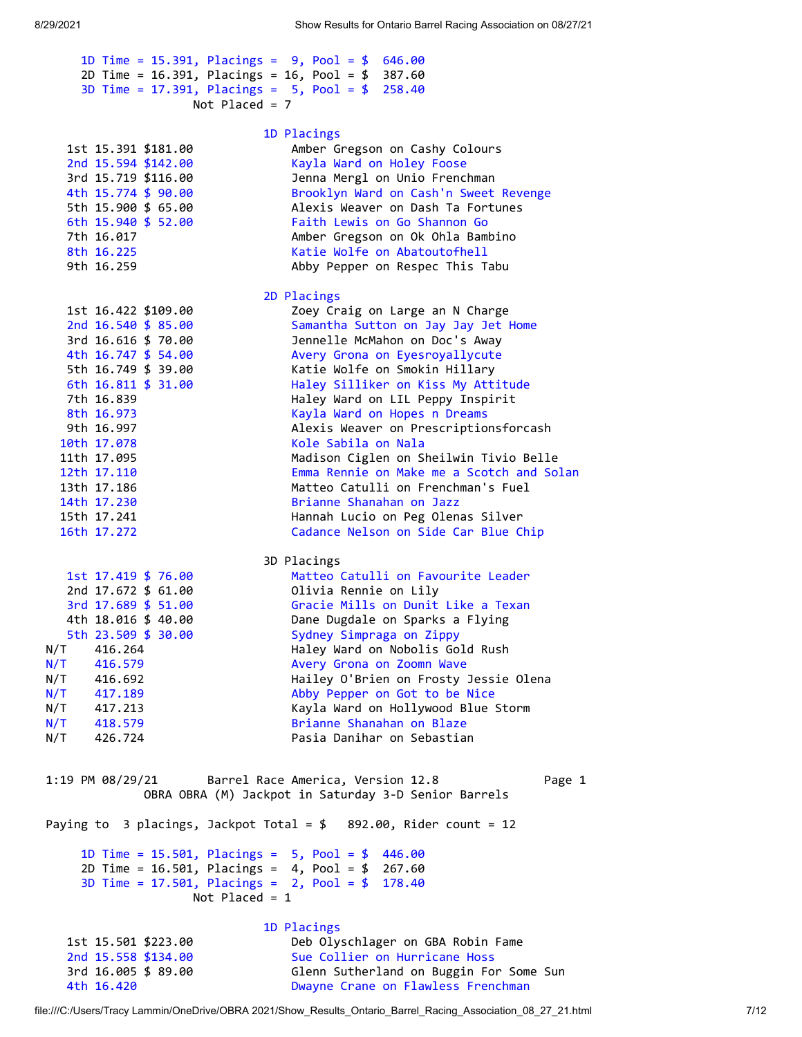1D Time = 15.391, Placings = 9, Pool = $ 646.00
2D Time = 16.391, Placings = 16, Pool = $ 387.60
3D Time = 17.391, Placings = 5, Pool = $ 258.40
Not Placed = 7

### 1D Placings

| Place | Time | Payout | Rider / Horse |
|---|---|---|---|
| 1st | 15.391 | $181.00 | Amber Gregson on Cashy Colours |
| 2nd | 15.594 | $142.00 | Kayla Ward on Holey Foose |
| 3rd | 15.719 | $116.00 | Jenna Mergl on Unio Frenchman |
| 4th | 15.774 | $ 90.00 | Brooklyn Ward on Cash'n Sweet Revenge |
| 5th | 15.900 | $ 65.00 | Alexis Weaver on Dash Ta Fortunes |
| 6th | 15.940 | $ 52.00 | Faith Lewis on Go Shannon Go |
| 7th | 16.017 | | Amber Gregson on Ok Ohla Bambino |
| 8th | 16.225 | | Katie Wolfe on Abatoutofhell |
| 9th | 16.259 | | Abby Pepper on Respec This Tabu |

### 2D Placings

| Place | Time | Payout | Rider / Horse |
|---|---|---|---|
| 1st | 16.422 | $109.00 | Zoey Craig on Large an N Charge |
| 2nd | 16.540 | $ 85.00 | Samantha Sutton on Jay Jay Jet Home |
| 3rd | 16.616 | $ 70.00 | Jennelle McMahon on Doc's Away |
| 4th | 16.747 | $ 54.00 | Avery Grona on Eyesroyallycute |
| 5th | 16.749 | $ 39.00 | Katie Wolfe on Smokin Hillary |
| 6th | 16.811 | $ 31.00 | Haley Silliker on Kiss My Attitude |
| 7th | 16.839 | | Haley Ward on LIL Peppy Inspirit |
| 8th | 16.973 | | Kayla Ward on Hopes n Dreams |
| 9th | 16.997 | | Alexis Weaver on Prescriptionsforcash |
| 10th | 17.078 | | Kole Sabila on Nala |
| 11th | 17.095 | | Madison Ciglen on Sheilwin Tivio Belle |
| 12th | 17.110 | | Emma Rennie on Make me a Scotch and Solan |
| 13th | 17.186 | | Matteo Catulli on Frenchman's Fuel |
| 14th | 17.230 | | Brianne Shanahan on Jazz |
| 15th | 17.241 | | Hannah Lucio on Peg Olenas Silver |
| 16th | 17.272 | | Cadance Nelson on Side Car Blue Chip |

### 3D Placings

| Place | Time | Payout | Rider / Horse |
|---|---|---|---|
| 1st | 17.419 | $ 76.00 | Matteo Catulli on Favourite Leader |
| 2nd | 17.672 | $ 61.00 | Olivia Rennie on Lily |
| 3rd | 17.689 | $ 51.00 | Gracie Mills on Dunit Like a Texan |
| 4th | 18.016 | $ 40.00 | Dane Dugdale on Sparks a Flying |
| 5th | 23.509 | $ 30.00 | Sydney Simpraga on Zippy |
| N/T | 416.264 | | Haley Ward on Nobolis Gold Rush |
| N/T | 416.579 | | Avery Grona on Zoomn Wave |
| N/T | 416.692 | | Hailey O'Brien on Frosty Jessie Olena |
| N/T | 417.189 | | Abby Pepper on Got to be Nice |
| N/T | 417.213 | | Kayla Ward on Hollywood Blue Storm |
| N/T | 418.579 | | Brianne Shanahan on Blaze |
| N/T | 426.724 | | Pasia Danihar on Sebastian |

1:19 PM 08/29/21 Barrel Race America, Version 12.8 Page 1

## OBRA OBRA (M) Jackpot in Saturday 3-D Senior Barrels

Paying to 3 placings, Jackpot Total = $ 892.00, Rider count = 12

1D Time = 15.501, Placings = 5, Pool = $ 446.00
2D Time = 16.501, Placings = 4, Pool = $ 267.60
3D Time = 17.501, Placings = 2, Pool = $ 178.40
Not Placed = 1

### 1D Placings

| Place | Time | Payout | Rider / Horse |
|---|---|---|---|
| 1st | 15.501 | $223.00 | Deb Olyschlager on GBA Robin Fame |
| 2nd | 15.558 | $134.00 | Sue Collier on Hurricane Hoss |
| 3rd | 16.005 | $ 89.00 | Glenn Sutherland on Buggin For Some Sun |
| 4th | 16.420 | | Dwayne Crane on Flawless Frenchman |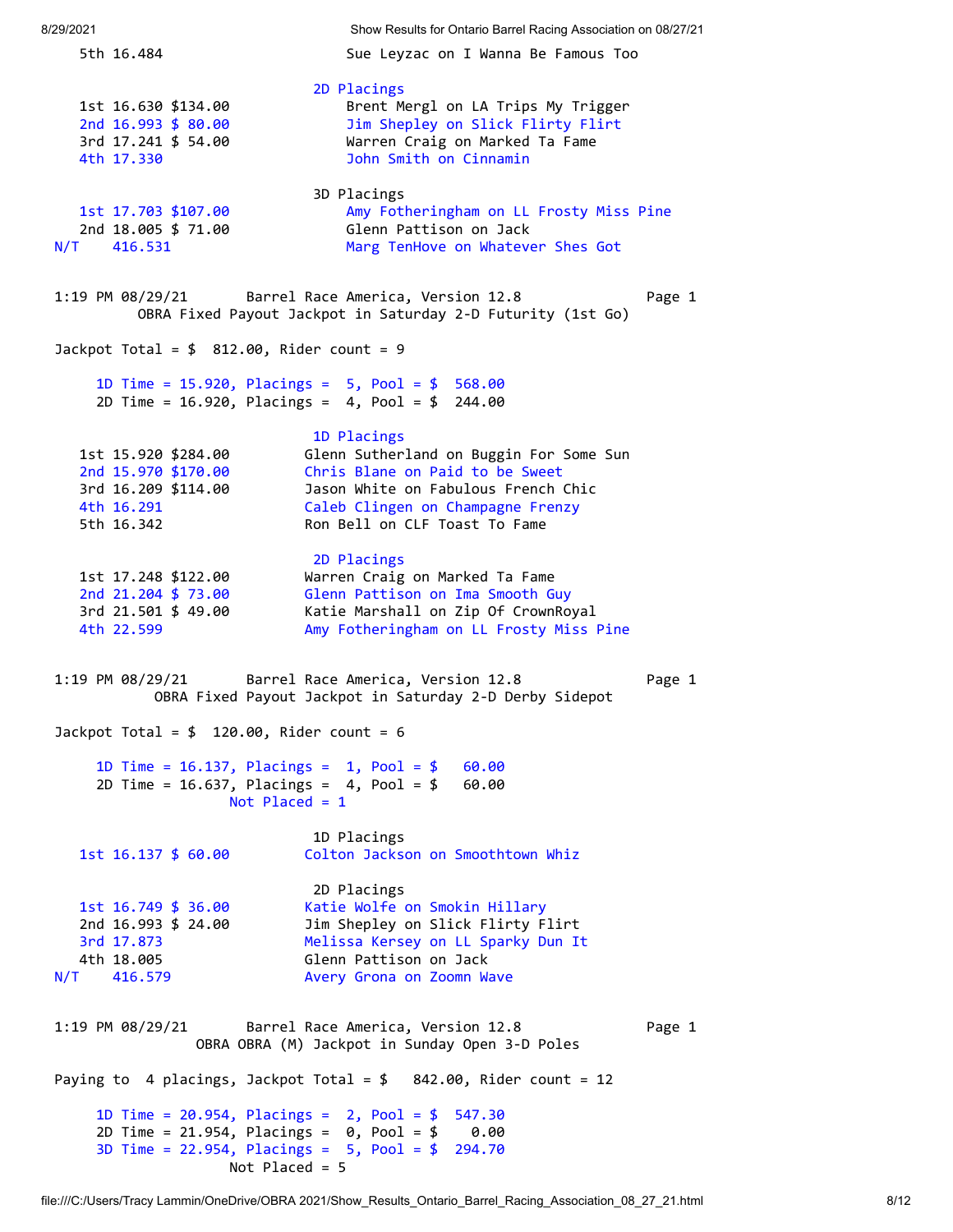5th 16.484 Sue Leyzac on I Wanna Be Famous Too

2D Placings

| Place | Time | Payout | Rider/Horse |
|---|---|---|---|
| 1st | 16.630 | $134.00 | Brent Mergl on LA Trips My Trigger |
| 2nd | 16.993 | $ 80.00 | Jim Shepley on Slick Flirty Flirt |
| 3rd | 17.241 | $ 54.00 | Warren Craig on Marked Ta Fame |
| 4th | 17.330 | | John Smith on Cinnamin |

3D Placings

| Place | Time | Payout | Rider/Horse |
|---|---|---|---|
| 1st | 17.703 | $107.00 | Amy Fotheringham on LL Frosty Miss Pine |
| 2nd | 18.005 | $ 71.00 | Glenn Pattison on Jack |
| N/T | 416.531 | | Marg TenHove on Whatever Shes Got |

1:19 PM 08/29/21 Barrel Race America, Version 12.8 Page 1

## OBRA Fixed Payout Jackpot in Saturday 2-D Futurity (1st Go)

Jackpot Total = $ 812.00, Rider count = 9

1D Time = 15.920, Placings = 5, Pool = $ 568.00
2D Time = 16.920, Placings = 4, Pool = $ 244.00

1D Placings

| Place | Time | Payout | Rider/Horse |
|---|---|---|---|
| 1st | 15.920 | $284.00 | Glenn Sutherland on Buggin For Some Sun |
| 2nd | 15.970 | $170.00 | Chris Blane on Paid to be Sweet |
| 3rd | 16.209 | $114.00 | Jason White on Fabulous French Chic |
| 4th | 16.291 | | Caleb Clingen on Champagne Frenzy |
| 5th | 16.342 | | Ron Bell on CLF Toast To Fame |

2D Placings

| Place | Time | Payout | Rider/Horse |
|---|---|---|---|
| 1st | 17.248 | $122.00 | Warren Craig on Marked Ta Fame |
| 2nd | 21.204 | $ 73.00 | Glenn Pattison on Ima Smooth Guy |
| 3rd | 21.501 | $ 49.00 | Katie Marshall on Zip Of CrownRoyal |
| 4th | 22.599 | | Amy Fotheringham on LL Frosty Miss Pine |

1:19 PM 08/29/21 Barrel Race America, Version 12.8 Page 1

## OBRA Fixed Payout Jackpot in Saturday 2-D Derby Sidepot

Jackpot Total = $ 120.00, Rider count = 6

1D Time = 16.137, Placings = 1, Pool = $ 60.00
2D Time = 16.637, Placings = 4, Pool = $ 60.00
Not Placed = 1

1D Placings

| Place | Time | Payout | Rider/Horse |
|---|---|---|---|
| 1st | 16.137 | $ 60.00 | Colton Jackson on Smoothtown Whiz |

2D Placings

| Place | Time | Payout | Rider/Horse |
|---|---|---|---|
| 1st | 16.749 | $ 36.00 | Katie Wolfe on Smokin Hillary |
| 2nd | 16.993 | $ 24.00 | Jim Shepley on Slick Flirty Flirt |
| 3rd | 17.873 | | Melissa Kersey on LL Sparky Dun It |
| 4th | 18.005 | | Glenn Pattison on Jack |
| N/T | 416.579 | | Avery Grona on Zoomn Wave |

1:19 PM 08/29/21 Barrel Race America, Version 12.8 Page 1

## OBRA OBRA (M) Jackpot in Sunday Open 3-D Poles

Paying to 4 placings, Jackpot Total = $ 842.00, Rider count = 12

1D Time = 20.954, Placings = 2, Pool = $ 547.30
2D Time = 21.954, Placings = 0, Pool = $ 0.00
3D Time = 22.954, Placings = 5, Pool = $ 294.70
Not Placed = 5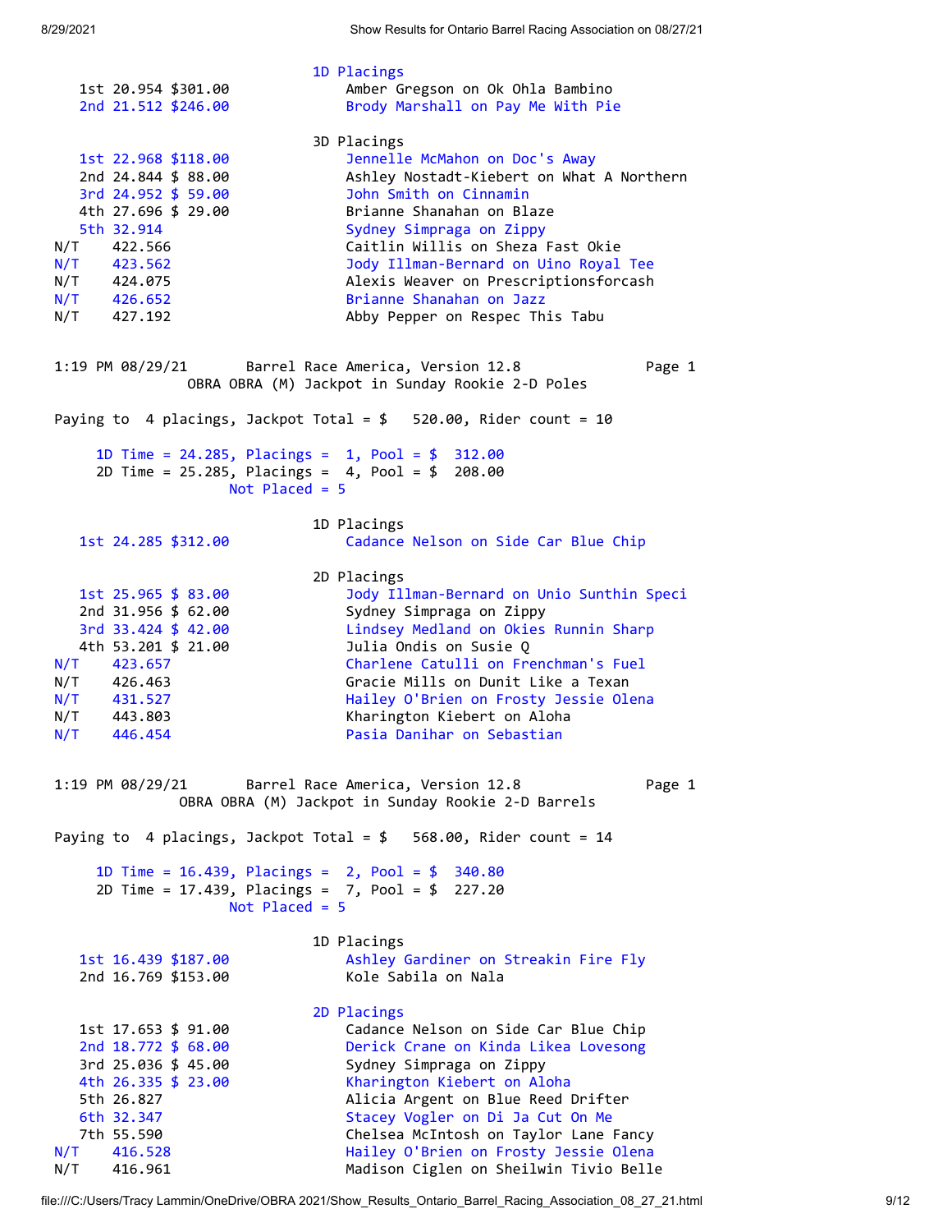### 1D Placings

| Place | Time | Payout | Rider on Horse |
|---|---|---|---|
| 1st | 20.954 | $301.00 | Amber Gregson on Ok Ohla Bambino |
| 2nd | 21.512 | $246.00 | Brody Marshall on Pay Me With Pie |

### 3D Placings

| Place | Time | Payout | Rider on Horse |
|---|---|---|---|
| 1st | 22.968 | $118.00 | Jennelle McMahon on Doc's Away |
| 2nd | 24.844 | $ 88.00 | Ashley Nostadt-Kiebert on What A Northern |
| 3rd | 24.952 | $ 59.00 | John Smith on Cinnamin |
| 4th | 27.696 | $ 29.00 | Brianne Shanahan on Blaze |
| 5th | 32.914 | | Sydney Simpraga on Zippy |
| N/T | 422.566 | | Caitlin Willis on Sheza Fast Okie |
| N/T | 423.562 | | Jody Illman-Bernard on Uino Royal Tee |
| N/T | 424.075 | | Alexis Weaver on Prescriptionsforcash |
| N/T | 426.652 | | Brianne Shanahan on Jazz |
| N/T | 427.192 | | Abby Pepper on Respec This Tabu |

1:19 PM 08/29/21 Barrel Race America, Version 12.8 Page 1

## OBRA OBRA (M) Jackpot in Sunday Rookie 2-D Poles

Paying to 4 placings, Jackpot Total = $ 520.00, Rider count = 10

1D Time = 24.285, Placings = 1, Pool = $ 312.00
2D Time = 25.285, Placings = 4, Pool = $ 208.00
Not Placed = 5

### 1D Placings

| Place | Time | Payout | Rider on Horse |
|---|---|---|---|
| 1st | 24.285 | $312.00 | Cadance Nelson on Side Car Blue Chip |

### 2D Placings

| Place | Time | Payout | Rider on Horse |
|---|---|---|---|
| 1st | 25.965 | $ 83.00 | Jody Illman-Bernard on Unio Sunthin Speci |
| 2nd | 31.956 | $ 62.00 | Sydney Simpraga on Zippy |
| 3rd | 33.424 | $ 42.00 | Lindsey Medland on Okies Runnin Sharp |
| 4th | 53.201 | $ 21.00 | Julia Ondis on Susie Q |
| N/T | 423.657 | | Charlene Catulli on Frenchman's Fuel |
| N/T | 426.463 | | Gracie Mills on Dunit Like a Texan |
| N/T | 431.527 | | Hailey O'Brien on Frosty Jessie Olena |
| N/T | 443.803 | | Kharington Kiebert on Aloha |
| N/T | 446.454 | | Pasia Danihar on Sebastian |

1:19 PM 08/29/21 Barrel Race America, Version 12.8 Page 1

## OBRA OBRA (M) Jackpot in Sunday Rookie 2-D Barrels

Paying to 4 placings, Jackpot Total = $ 568.00, Rider count = 14

1D Time = 16.439, Placings = 2, Pool = $ 340.80
2D Time = 17.439, Placings = 7, Pool = $ 227.20
Not Placed = 5

### 1D Placings

| Place | Time | Payout | Rider on Horse |
|---|---|---|---|
| 1st | 16.439 | $187.00 | Ashley Gardiner on Streakin Fire Fly |
| 2nd | 16.769 | $153.00 | Kole Sabila on Nala |

### 2D Placings

| Place | Time | Payout | Rider on Horse |
|---|---|---|---|
| 1st | 17.653 | $ 91.00 | Cadance Nelson on Side Car Blue Chip |
| 2nd | 18.772 | $ 68.00 | Derick Crane on Kinda Likea Lovesong |
| 3rd | 25.036 | $ 45.00 | Sydney Simpraga on Zippy |
| 4th | 26.335 | $ 23.00 | Kharington Kiebert on Aloha |
| 5th | 26.827 | | Alicia Argent on Blue Reed Drifter |
| 6th | 32.347 | | Stacey Vogler on Di Ja Cut On Me |
| 7th | 55.590 | | Chelsea McIntosh on Taylor Lane Fancy |
| N/T | 416.528 | | Hailey O'Brien on Frosty Jessie Olena |
| N/T | 416.961 | | Madison Ciglen on Sheilwin Tivio Belle |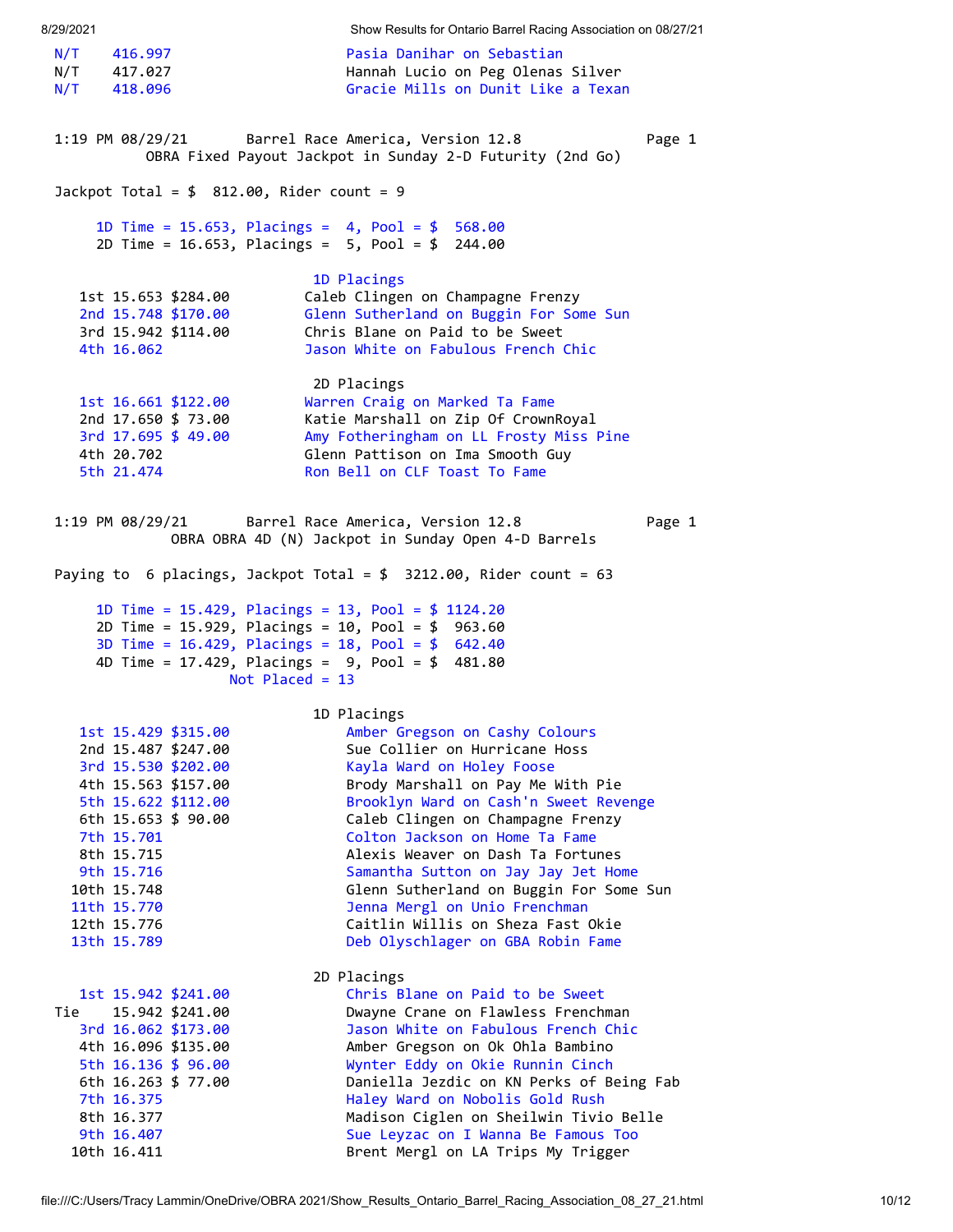| | | |
|---|---|---|
| N/T | 416.997 | Pasia Danihar on Sebastian |
| N/T | 417.027 | Hannah Lucio on Peg Olenas Silver |
| N/T | 418.096 | Gracie Mills on Dunit Like a Texan |

1:19 PM 08/29/21 Barrel Race America, Version 12.8 Page 1

## OBRA Fixed Payout Jackpot in Sunday 2-D Futurity (2nd Go)

Jackpot Total = $ 812.00, Rider count = 9

1D Time = 15.653, Placings = 4, Pool = $ 568.00
2D Time = 16.653, Placings = 5, Pool = $ 244.00

### 1D Placings

| Place | Time | Payout | Rider |
|---|---|---|---|
| 1st | 15.653 | $284.00 | Caleb Clingen on Champagne Frenzy |
| 2nd | 15.748 | $170.00 | Glenn Sutherland on Buggin For Some Sun |
| 3rd | 15.942 | $114.00 | Chris Blane on Paid to be Sweet |
| 4th | 16.062 | | Jason White on Fabulous French Chic |

### 2D Placings

| Place | Time | Payout | Rider |
|---|---|---|---|
| 1st | 16.661 | $122.00 | Warren Craig on Marked Ta Fame |
| 2nd | 17.650 | $ 73.00 | Katie Marshall on Zip Of CrownRoyal |
| 3rd | 17.695 | $ 49.00 | Amy Fotheringham on LL Frosty Miss Pine |
| 4th | 20.702 | | Glenn Pattison on Ima Smooth Guy |
| 5th | 21.474 | | Ron Bell on CLF Toast To Fame |

1:19 PM 08/29/21 Barrel Race America, Version 12.8 Page 1

## OBRA OBRA 4D (N) Jackpot in Sunday Open 4-D Barrels

Paying to 6 placings, Jackpot Total = $ 3212.00, Rider count = 63

1D Time = 15.429, Placings = 13, Pool = $ 1124.20
2D Time = 15.929, Placings = 10, Pool = $ 963.60
3D Time = 16.429, Placings = 18, Pool = $ 642.40
4D Time = 17.429, Placings = 9, Pool = $ 481.80
Not Placed = 13

### 1D Placings

| Place | Time | Payout | Rider |
|---|---|---|---|
| 1st | 15.429 | $315.00 | Amber Gregson on Cashy Colours |
| 2nd | 15.487 | $247.00 | Sue Collier on Hurricane Hoss |
| 3rd | 15.530 | $202.00 | Kayla Ward on Holey Foose |
| 4th | 15.563 | $157.00 | Brody Marshall on Pay Me With Pie |
| 5th | 15.622 | $112.00 | Brooklyn Ward on Cash'n Sweet Revenge |
| 6th | 15.653 | $ 90.00 | Caleb Clingen on Champagne Frenzy |
| 7th | 15.701 | | Colton Jackson on Home Ta Fame |
| 8th | 15.715 | | Alexis Weaver on Dash Ta Fortunes |
| 9th | 15.716 | | Samantha Sutton on Jay Jay Jet Home |
| 10th | 15.748 | | Glenn Sutherland on Buggin For Some Sun |
| 11th | 15.770 | | Jenna Mergl on Unio Frenchman |
| 12th | 15.776 | | Caitlin Willis on Sheza Fast Okie |
| 13th | 15.789 | | Deb Olyschlager on GBA Robin Fame |

### 2D Placings

| Place | Time | Payout | Rider |
|---|---|---|---|
| 1st | 15.942 | $241.00 | Chris Blane on Paid to be Sweet |
| Tie | 15.942 | $241.00 | Dwayne Crane on Flawless Frenchman |
| 3rd | 16.062 | $173.00 | Jason White on Fabulous French Chic |
| 4th | 16.096 | $135.00 | Amber Gregson on Ok Ohla Bambino |
| 5th | 16.136 | $ 96.00 | Wynter Eddy on Okie Runnin Cinch |
| 6th | 16.263 | $ 77.00 | Daniella Jezdic on KN Perks of Being Fab |
| 7th | 16.375 | | Haley Ward on Nobolis Gold Rush |
| 8th | 16.377 | | Madison Ciglen on Sheilwin Tivio Belle |
| 9th | 16.407 | | Sue Leyzac on I Wanna Be Famous Too |
| 10th | 16.411 | | Brent Mergl on LA Trips My Trigger |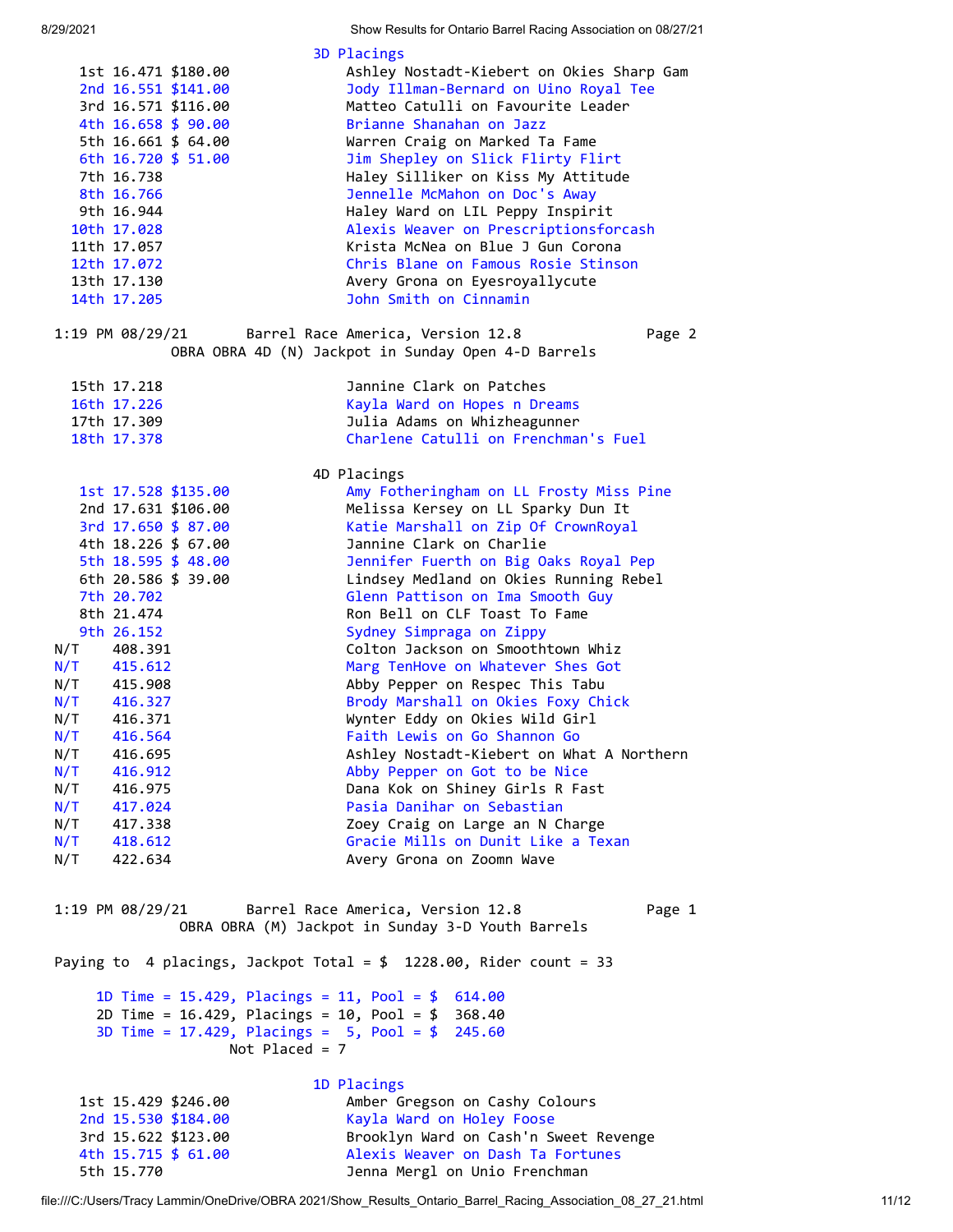### 3D Placings

```
1st 16.471 $180.00     Ashley Nostadt-Kiebert on Okies Sharp Gam
2nd 16.551 $141.00     Jody Illman-Bernard on Uino Royal Tee
3rd 16.571 $116.00     Matteo Catulli on Favourite Leader
4th 16.658 $ 90.00     Brianne Shanahan on Jazz
5th 16.661 $ 64.00     Warren Craig on Marked Ta Fame
6th 16.720 $ 51.00     Jim Shepley on Slick Flirty Flirt
7th 16.738             Haley Silliker on Kiss My Attitude
8th 16.766             Jennelle McMahon on Doc's Away
9th 16.944             Haley Ward on LIL Peppy Inspirit
10th 17.028            Alexis Weaver on Prescriptionsforcash
11th 17.057            Krista McNea on Blue J Gun Corona
12th 17.072            Chris Blane on Famous Rosie Stinson
13th 17.130            Avery Grona on Eyesroyallycute
14th 17.205            John Smith on Cinnamin
```

1:19 PM 08/29/21 Barrel Race America, Version 12.8 Page 2

OBRA OBRA 4D (N) Jackpot in Sunday Open 4-D Barrels

```
15th 17.218            Jannine Clark on Patches
16th 17.226            Kayla Ward on Hopes n Dreams
17th 17.309            Julia Adams on Whizheagunner
18th 17.378            Charlene Catulli on Frenchman's Fuel
```

### 4D Placings

```
1st 17.528 $135.00     Amy Fotheringham on LL Frosty Miss Pine
2nd 17.631 $106.00     Melissa Kersey on LL Sparky Dun It
3rd 17.650 $ 87.00     Katie Marshall on Zip Of CrownRoyal
4th 18.226 $ 67.00     Jannine Clark on Charlie
5th 18.595 $ 48.00     Jennifer Fuerth on Big Oaks Royal Pep
6th 20.586 $ 39.00     Lindsey Medland on Okies Running Rebel
7th 20.702             Glenn Pattison on Ima Smooth Guy
8th 21.474             Ron Bell on CLF Toast To Fame
9th 26.152             Sydney Simpraga on Zippy
N/T   408.391          Colton Jackson on Smoothtown Whiz
N/T   415.612          Marg TenHove on Whatever Shes Got
N/T   415.908          Abby Pepper on Respec This Tabu
N/T   416.327          Brody Marshall on Okies Foxy Chick
N/T   416.371          Wynter Eddy on Okies Wild Girl
N/T   416.564          Faith Lewis on Go Shannon Go
N/T   416.695          Ashley Nostadt-Kiebert on What A Northern
N/T   416.912          Abby Pepper on Got to be Nice
N/T   416.975          Dana Kok on Shiney Girls R Fast
N/T   417.024          Pasia Danihar on Sebastian
N/T   417.338          Zoey Craig on Large an N Charge
N/T   418.612          Gracie Mills on Dunit Like a Texan
N/T   422.634          Avery Grona on Zoomn Wave
```

1:19 PM 08/29/21 Barrel Race America, Version 12.8 Page 1

OBRA OBRA (M) Jackpot in Sunday 3-D Youth Barrels

Paying to 4 placings, Jackpot Total = $ 1228.00, Rider count = 33

```
1D Time = 15.429, Placings = 11, Pool = $  614.00
2D Time = 16.429, Placings = 10, Pool = $  368.40
3D Time = 17.429, Placings =  5, Pool = $  245.60
                  Not Placed = 7
```

### 1D Placings

```
1st 15.429 $246.00     Amber Gregson on Cashy Colours
2nd 15.530 $184.00     Kayla Ward on Holey Foose
3rd 15.622 $123.00     Brooklyn Ward on Cash'n Sweet Revenge
4th 15.715 $ 61.00     Alexis Weaver on Dash Ta Fortunes
5th 15.770             Jenna Mergl on Unio Frenchman
```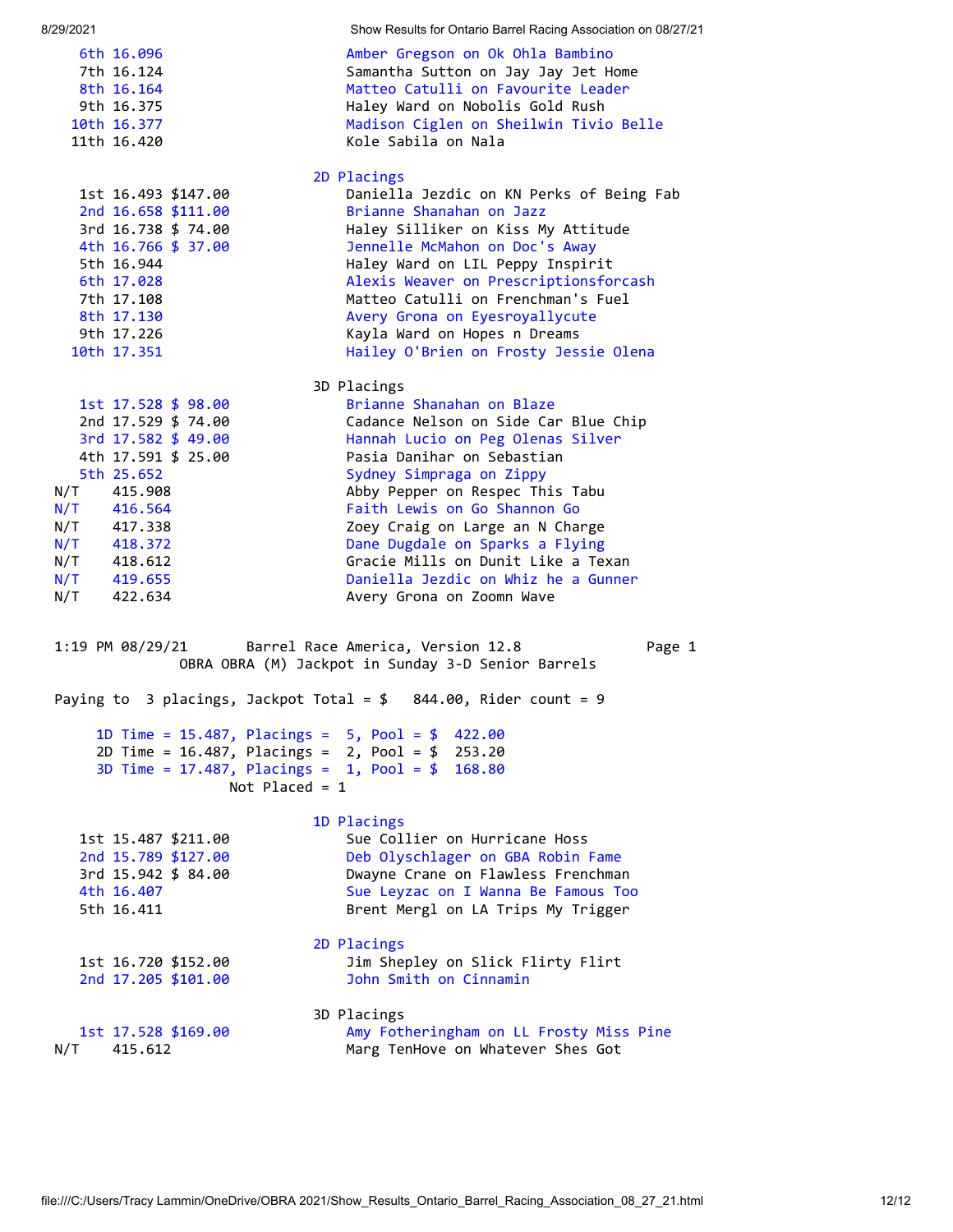| | | |
|---|---|---|
| 6th | 16.096 | Amber Gregson on Ok Ohla Bambino |
| 7th | 16.124 | Samantha Sutton on Jay Jay Jet Home |
| 8th | 16.164 | Matteo Catulli on Favourite Leader |
| 9th | 16.375 | Haley Ward on Nobolis Gold Rush |
| 10th | 16.377 | Madison Ciglen on Sheilwin Tivio Belle |
| 11th | 16.420 | Kole Sabila on Nala |

2D Placings

| | | | |
|---|---|---|---|
| 1st | 16.493 | $147.00 | Daniella Jezdic on KN Perks of Being Fab |
| 2nd | 16.658 | $111.00 | Brianne Shanahan on Jazz |
| 3rd | 16.738 | $ 74.00 | Haley Silliker on Kiss My Attitude |
| 4th | 16.766 | $ 37.00 | Jennelle McMahon on Doc's Away |
| 5th | 16.944 | | Haley Ward on LIL Peppy Inspirit |
| 6th | 17.028 | | Alexis Weaver on Prescriptionsforcash |
| 7th | 17.108 | | Matteo Catulli on Frenchman's Fuel |
| 8th | 17.130 | | Avery Grona on Eyesroyallycute |
| 9th | 17.226 | | Kayla Ward on Hopes n Dreams |
| 10th | 17.351 | | Hailey O'Brien on Frosty Jessie Olena |

3D Placings

| | | | |
|---|---|---|---|
| 1st | 17.528 | $ 98.00 | Brianne Shanahan on Blaze |
| 2nd | 17.529 | $ 74.00 | Cadance Nelson on Side Car Blue Chip |
| 3rd | 17.582 | $ 49.00 | Hannah Lucio on Peg Olenas Silver |
| 4th | 17.591 | $ 25.00 | Pasia Danihar on Sebastian |
| 5th | 25.652 | | Sydney Simpraga on Zippy |
| N/T | 415.908 | | Abby Pepper on Respec This Tabu |
| N/T | 416.564 | | Faith Lewis on Go Shannon Go |
| N/T | 417.338 | | Zoey Craig on Large an N Charge |
| N/T | 418.372 | | Dane Dugdale on Sparks a Flying |
| N/T | 418.612 | | Gracie Mills on Dunit Like a Texan |
| N/T | 419.655 | | Daniella Jezdic on Whiz he a Gunner |
| N/T | 422.634 | | Avery Grona on Zoomn Wave |

1:19 PM 08/29/21 Barrel Race America, Version 12.8 Page 1

OBRA OBRA (M) Jackpot in Sunday 3-D Senior Barrels

Paying to 3 placings, Jackpot Total = $ 844.00, Rider count = 9

1D Time = 15.487, Placings = 5, Pool = $ 422.00
2D Time = 16.487, Placings = 2, Pool = $ 253.20
3D Time = 17.487, Placings = 1, Pool = $ 168.80
Not Placed = 1

1D Placings

| | | | |
|---|---|---|---|
| 1st | 15.487 | $211.00 | Sue Collier on Hurricane Hoss |
| 2nd | 15.789 | $127.00 | Deb Olyschlager on GBA Robin Fame |
| 3rd | 15.942 | $ 84.00 | Dwayne Crane on Flawless Frenchman |
| 4th | 16.407 | | Sue Leyzac on I Wanna Be Famous Too |
| 5th | 16.411 | | Brent Mergl on LA Trips My Trigger |

2D Placings

| | | | |
|---|---|---|---|
| 1st | 16.720 | $152.00 | Jim Shepley on Slick Flirty Flirt |
| 2nd | 17.205 | $101.00 | John Smith on Cinnamin |

3D Placings

| | | | |
|---|---|---|---|
| 1st | 17.528 | $169.00 | Amy Fotheringham on LL Frosty Miss Pine |
| N/T | 415.612 | | Marg TenHove on Whatever Shes Got |